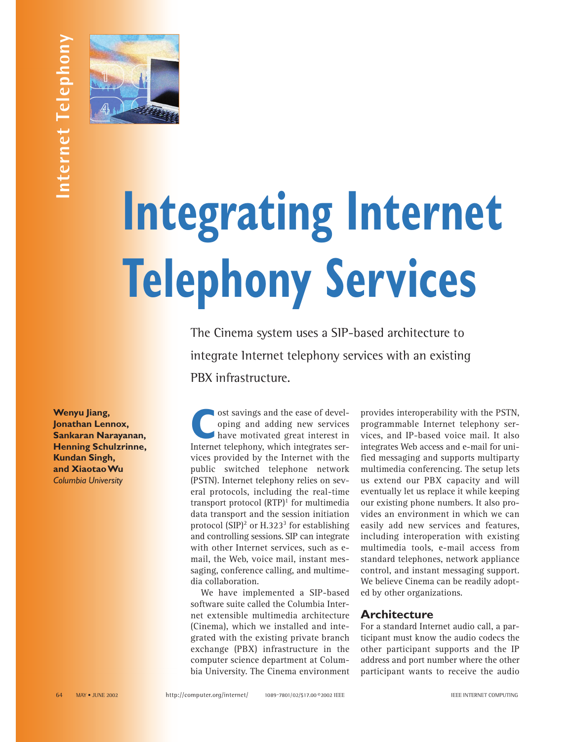# Integrating Internet Telephony Services

The Cinema system uses a SIP-based architecture to integrate Internet telephony services with an existing PBX infrastructure.

**Wenyu Jiang, Jonathan Lennox, Sankaran Narayanan, Henning Schulzrinne, Kundan Singh, and Xiaotao Wu**
*Columbia University*

Cost savings and the ease of developing and adding new services have motivated great interest in Internet telephony, which integrates services provided by the Internet with the public switched telephone network (PSTN). Internet telephony relies on several protocols, including the real-time transport protocol (RTP)[1] for multimedia data transport and the session initiation protocol (SIP)[2] or H.323[3] for establishing and controlling sessions. SIP can integrate with other Internet services, such as e-mail, the Web, voice mail, instant messaging, conference calling, and multimedia collaboration.

We have implemented a SIP-based software suite called the Columbia Internet extensible multimedia architecture (Cinema), which we installed and integrated with the existing private branch exchange (PBX) infrastructure in the computer science department at Columbia University. The Cinema environment provides interoperability with the PSTN, programmable Internet telephony services, and IP-based voice mail. It also integrates Web access and e-mail for unified messaging and supports multiparty multimedia conferencing. The setup lets us extend our PBX capacity and will eventually let us replace it while keeping our existing phone numbers. It also provides an environment in which we can easily add new services and features, including interoperation with existing multimedia tools, e-mail access from standard telephones, network appliance control, and instant messaging support. We believe Cinema can be readily adopted by other organizations.

## Architecture

For a standard Internet audio call, a participant must know the audio codecs the other participant supports and the IP address and port number where the other participant wants to receive the audio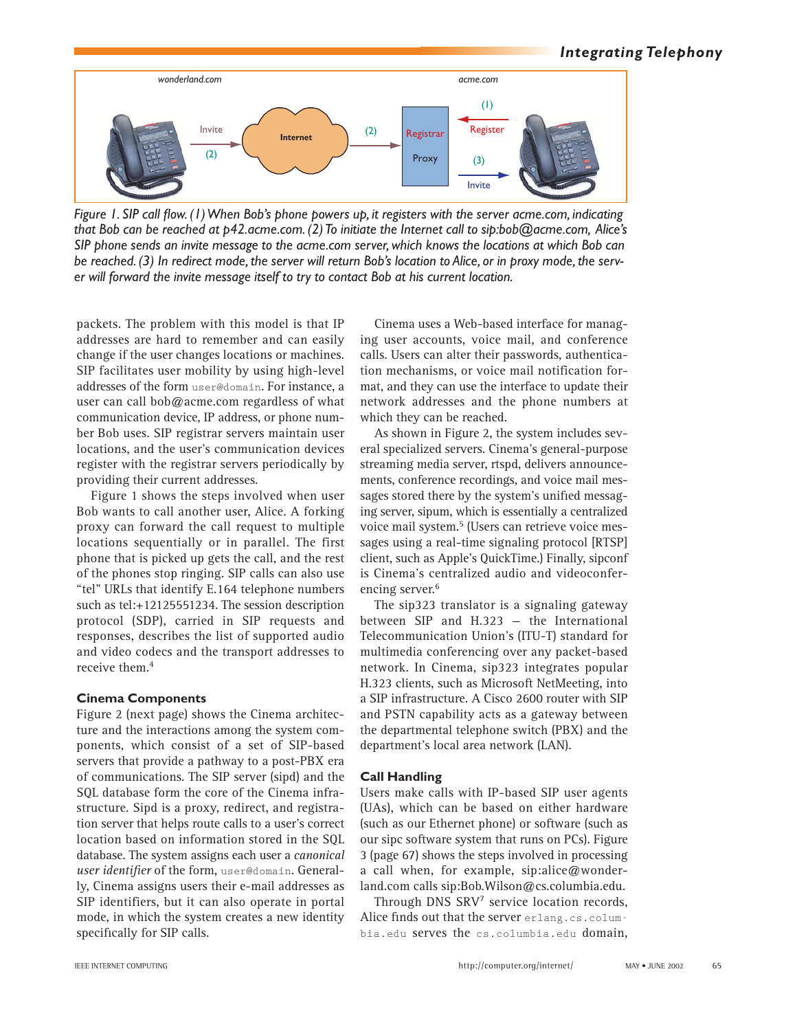wonderland.com

acme.com

Invite

(2)

Internet

(2)

Registrar

Proxy

(1)

Register

(3)

Invite

Figure 1. SIP call flow. (1) When Bob's phone powers up, it registers with the server acme.com, indicating that Bob can be reached at p42.acme.com. (2) To initiate the Internet call to sip:bob@acme.com, Alice's SIP phone sends an invite message to the acme.com server, which knows the locations at which Bob can be reached. (3) In redirect mode, the server will return Bob's location to Alice, or in proxy mode, the server will forward the invite message itself to try to contact Bob at his current location.

packets. The problem with this model is that IP addresses are hard to remember and can easily change if the user changes locations or machines. SIP facilitates user mobility by using high-level addresses of the form `user@domain`. For instance, a user can call bob@acme.com regardless of what communication device, IP address, or phone number Bob uses. SIP registrar servers maintain user locations, and the user's communication devices register with the registrar servers periodically by providing their current addresses.

Figure 1 shows the steps involved when user Bob wants to call another user, Alice. A forking proxy can forward the call request to multiple locations sequentially or in parallel. The first phone that is picked up gets the call, and the rest of the phones stop ringing. SIP calls can also use "tel" URLs that identify E.164 telephone numbers such as tel:+12125551234. The session description protocol (SDP), carried in SIP requests and responses, describes the list of supported audio and video codecs and the transport addresses to receive them.[4]

## Cinema Components

Figure 2 (next page) shows the Cinema architecture and the interactions among the system components, which consist of a set of SIP-based servers that provide a pathway to a post-PBX era of communications. The SIP server (sipd) and the SQL database form the core of the Cinema infrastructure. Sipd is a proxy, redirect, and registration server that helps route calls to a user's correct location based on information stored in the SQL database. The system assigns each user a *canonical user identifier* of the form, `user@domain`. Generally, Cinema assigns users their e-mail addresses as SIP identifiers, but it can also operate in portal mode, in which the system creates a new identity specifically for SIP calls.

Cinema uses a Web-based interface for managing user accounts, voice mail, and conference calls. Users can alter their passwords, authentication mechanisms, or voice mail notification format, and they can use the interface to update their network addresses and the phone numbers at which they can be reached.

As shown in Figure 2, the system includes several specialized servers. Cinema's general-purpose streaming media server, rtspd, delivers announcements, conference recordings, and voice mail messages stored there by the system's unified messaging server, sipum, which is essentially a centralized voice mail system.[5] (Users can retrieve voice messages using a real-time signaling protocol [RTSP] client, such as Apple's QuickTime.) Finally, sipconf is Cinema's centralized audio and videoconferencing server.[6]

The sip323 translator is a signaling gateway between SIP and H.323 — the International Telecommunication Union's (ITU-T) standard for multimedia conferencing over any packet-based network. In Cinema, sip323 integrates popular H.323 clients, such as Microsoft NetMeeting, into a SIP infrastructure. A Cisco 2600 router with SIP and PSTN capability acts as a gateway between the departmental telephone switch (PBX) and the department's local area network (LAN).

## Call Handling

Users make calls with IP-based SIP user agents (UAs), which can be based on either hardware (such as our Ethernet phone) or software (such as our sipc software system that runs on PCs). Figure 3 (page 67) shows the steps involved in processing a call when, for example, sip:alice@wonderland.com calls sip:Bob.Wilson@cs.columbia.edu.

Through DNS SRV[7] service location records, Alice finds out that the server `erlang.cs.columbia.edu` serves the `cs.columbia.edu` domain,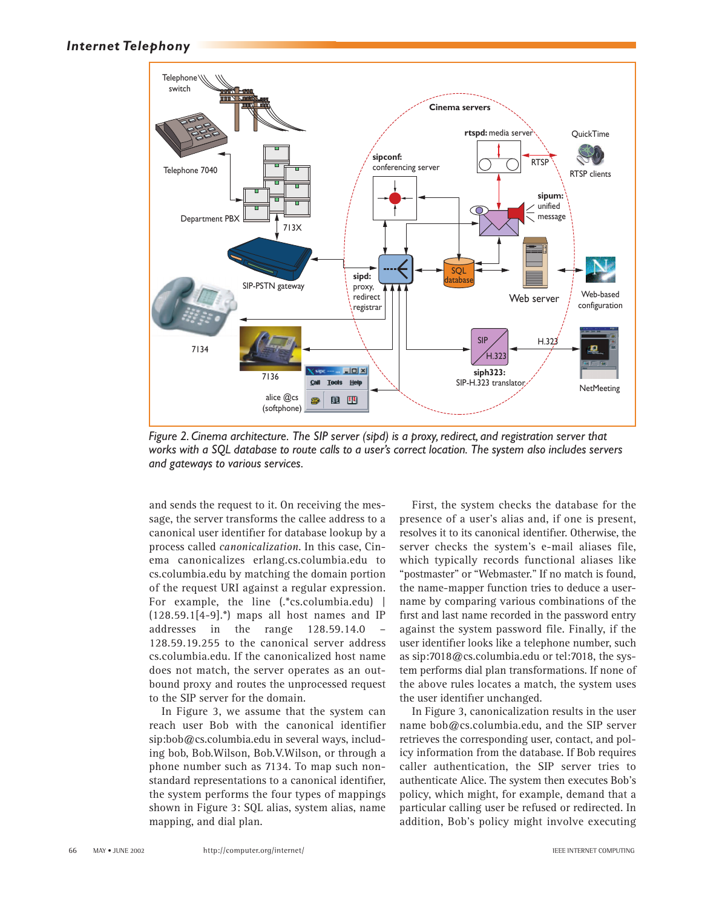*Figure 2. Cinema architecture. The SIP server (sipd) is a proxy, redirect, and registration server that works with a SQL database to route calls to a user's correct location. The system also includes servers and gateways to various services.*

and sends the request to it. On receiving the message, the server transforms the callee address to a canonical user identifier for database lookup by a process called *canonicalization*. In this case, Cinema canonicalizes erlang.cs.columbia.edu to cs.columbia.edu by matching the domain portion of the request URI against a regular expression. For example, the line (.*cs.columbia.edu) | (128.59.1[4-9].*) maps all host names and IP addresses in the range 128.59.14.0 – 128.59.19.255 to the canonical server address cs.columbia.edu. If the canonicalized host name does not match, the server operates as an outbound proxy and routes the unprocessed request to the SIP server for the domain.

In Figure 3, we assume that the system can reach user Bob with the canonical identifier sip:bob@cs.columbia.edu in several ways, including bob, Bob.Wilson, Bob.V.Wilson, or through a phone number such as 7134. To map such nonstandard representations to a canonical identifier, the system performs the four types of mappings shown in Figure 3: SQL alias, system alias, name mapping, and dial plan.

First, the system checks the database for the presence of a user's alias and, if one is present, resolves it to its canonical identifier. Otherwise, the server checks the system's e-mail aliases file, which typically records functional aliases like "postmaster" or "Webmaster." If no match is found, the name-mapper function tries to deduce a username by comparing various combinations of the first and last name recorded in the password entry against the system password file. Finally, if the user identifier looks like a telephone number, such as sip:7018@cs.columbia.edu or tel:7018, the system performs dial plan transformations. If none of the above rules locates a match, the system uses the user identifier unchanged.

In Figure 3, canonicalization results in the user name bob@cs.columbia.edu, and the SIP server retrieves the corresponding user, contact, and policy information from the database. If Bob requires caller authentication, the SIP server tries to authenticate Alice. The system then executes Bob's policy, which might, for example, demand that a particular calling user be refused or redirected. In addition, Bob's policy might involve executing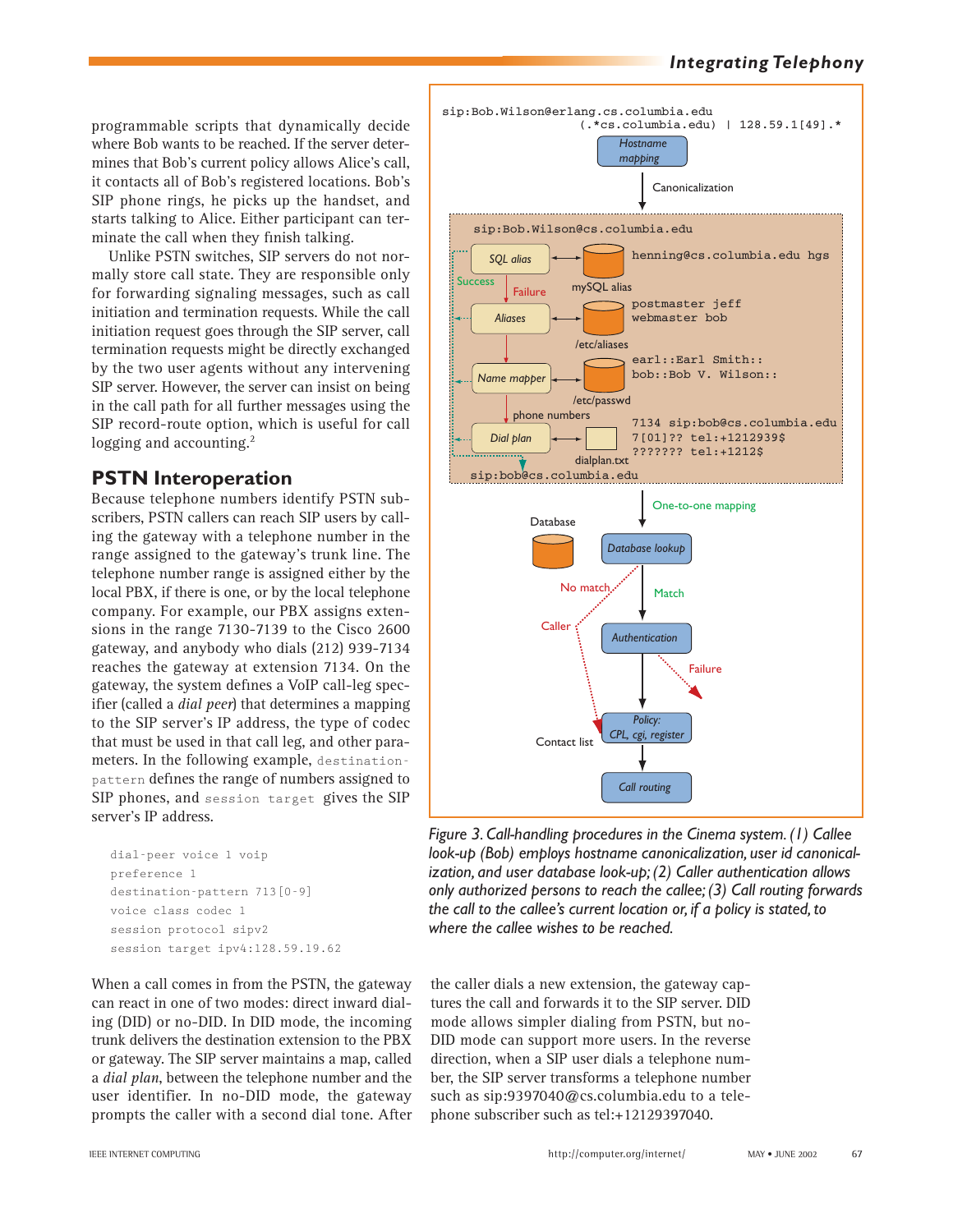programmable scripts that dynamically decide where Bob wants to be reached. If the server determines that Bob's current policy allows Alice's call, it contacts all of Bob's registered locations. Bob's SIP phone rings, he picks up the handset, and starts talking to Alice. Either participant can terminate the call when they finish talking.

Unlike PSTN switches, SIP servers do not normally store call state. They are responsible only for forwarding signaling messages, such as call initiation and termination requests. While the call initiation request goes through the SIP server, call termination requests might be directly exchanged by the two user agents without any intervening SIP server. However, the server can insist on being in the call path for all further messages using the SIP record-route option, which is useful for call logging and accounting.[2]

## PSTN Interoperation

Because telephone numbers identify PSTN subscribers, PSTN callers can reach SIP users by calling the gateway with a telephone number in the range assigned to the gateway's trunk line. The telephone number range is assigned either by the local PBX, if there is one, or by the local telephone company. For example, our PBX assigns extensions in the range 7130-7139 to the Cisco 2600 gateway, and anybody who dials (212) 939-7134 reaches the gateway at extension 7134. On the gateway, the system defines a VoIP call-leg specifier (called a *dial peer*) that determines a mapping to the SIP server's IP address, the type of codec that must be used in that call leg, and other parameters. In the following example, `destination-pattern` defines the range of numbers assigned to SIP phones, and `session target` gives the SIP server's IP address.

```
dial-peer voice 1 voip
preference 1
destination-pattern 713[0-9]
voice class codec 1
session protocol sipv2
session target ipv4:128.59.19.62
```

When a call comes in from the PSTN, the gateway can react in one of two modes: direct inward dialing (DID) or no-DID. In DID mode, the incoming trunk delivers the destination extension to the PBX or gateway. The SIP server maintains a map, called a *dial plan*, between the telephone number and the user identifier. In no-DID mode, the gateway prompts the caller with a second dial tone. After the caller dials a new extension, the gateway captures the call and forwards it to the SIP server. DID mode allows simpler dialing from PSTN, but no-DID mode can support more users. In the reverse direction, when a SIP user dials a telephone number, the SIP server transforms a telephone number such as sip:9397040@cs.columbia.edu to a telephone subscriber such as tel:+12129397040.

*Figure 3. Call-handling procedures in the Cinema system. (1) Callee look-up (Bob) employs hostname canonicalization, user id canonicalization, and user database look-up; (2) Caller authentication allows only authorized persons to reach the callee; (3) Call routing forwards the call to the callee's current location or, if a policy is stated, to where the callee wishes to be reached.*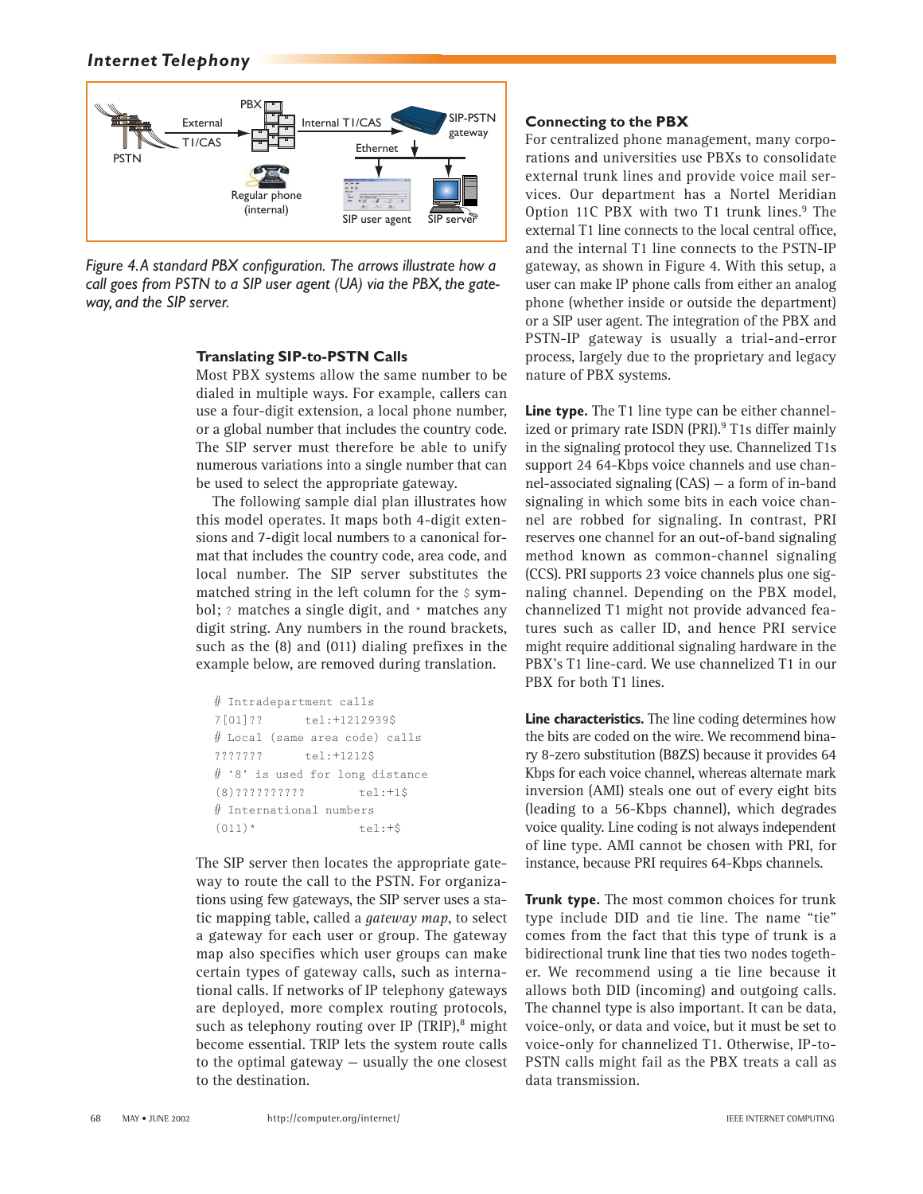Figure 4. A standard PBX configuration. The arrows illustrate how a call goes from PSTN to a SIP user agent (UA) via the PBX, the gateway, and the SIP server.

### Translating SIP-to-PSTN Calls

Most PBX systems allow the same number to be dialed in multiple ways. For example, callers can use a four-digit extension, a local phone number, or a global number that includes the country code. The SIP server must therefore be able to unify numerous variations into a single number that can be used to select the appropriate gateway.

The following sample dial plan illustrates how this model operates. It maps both 4-digit extensions and 7-digit local numbers to a canonical format that includes the country code, area code, and local number. The SIP server substitutes the matched string in the left column for the $ symbol; ? matches a single digit, and * matches any digit string. Any numbers in the round brackets, such as the (8) and (011) dialing prefixes in the example below, are removed during translation.

```
# Intradepartment calls
7[01]??       tel:+1212939$
# Local (same area code) calls
???????       tel:+1212$
# '8' is used for long distance
(8)??????????        tel:+1$
# International numbers
(011)*               tel:+$
```

The SIP server then locates the appropriate gateway to route the call to the PSTN. For organizations using few gateways, the SIP server uses a static mapping table, called a *gateway map*, to select a gateway for each user or group. The gateway map also specifies which user groups can make certain types of gateway calls, such as international calls. If networks of IP telephony gateways are deployed, more complex routing protocols, such as telephony routing over IP (TRIP),[8] might become essential. TRIP lets the system route calls to the optimal gateway — usually the one closest to the destination.

### Connecting to the PBX

For centralized phone management, many corporations and universities use PBXs to consolidate external trunk lines and provide voice mail services. Our department has a Nortel Meridian Option 11C PBX with two T1 trunk lines.[9] The external T1 line connects to the local central office, and the internal T1 line connects to the PSTN-IP gateway, as shown in Figure 4. With this setup, a user can make IP phone calls from either an analog phone (whether inside or outside the department) or a SIP user agent. The integration of the PBX and PSTN-IP gateway is usually a trial-and-error process, largely due to the proprietary and legacy nature of PBX systems.

**Line type.** The T1 line type can be either channelized or primary rate ISDN (PRI).[9] T1s differ mainly in the signaling protocol they use. Channelized T1s support 24 64-Kbps voice channels and use channel-associated signaling (CAS) — a form of in-band signaling in which some bits in each voice channel are robbed for signaling. In contrast, PRI reserves one channel for an out-of-band signaling method known as common-channel signaling (CCS). PRI supports 23 voice channels plus one signaling channel. Depending on the PBX model, channelized T1 might not provide advanced features such as caller ID, and hence PRI service might require additional signaling hardware in the PBX's T1 line-card. We use channelized T1 in our PBX for both T1 lines.

**Line characteristics.** The line coding determines how the bits are coded on the wire. We recommend binary 8-zero substitution (B8ZS) because it provides 64 Kbps for each voice channel, whereas alternate mark inversion (AMI) steals one out of every eight bits (leading to a 56-Kbps channel), which degrades voice quality. Line coding is not always independent of line type. AMI cannot be chosen with PRI, for instance, because PRI requires 64-Kbps channels.

**Trunk type.** The most common choices for trunk type include DID and tie line. The name "tie" comes from the fact that this type of trunk is a bidirectional trunk line that ties two nodes together. We recommend using a tie line because it allows both DID (incoming) and outgoing calls. The channel type is also important. It can be data, voice-only, or data and voice, but it must be set to voice-only for channelized T1. Otherwise, IP-to-PSTN calls might fail as the PBX treats a call as data transmission.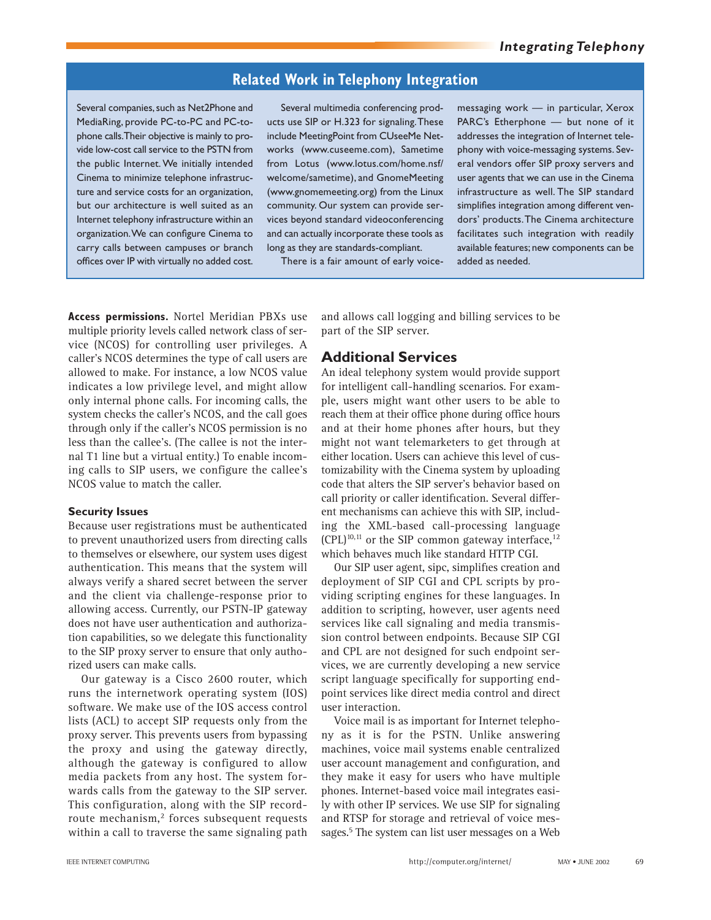## Related Work in Telephony Integration

Several companies, such as Net2Phone and MediaRing, provide PC-to-PC and PC-to-phone calls. Their objective is mainly to provide low-cost call service to the PSTN from the public Internet. We initially intended Cinema to minimize telephone infrastructure and service costs for an organization, but our architecture is well suited as an Internet telephony infrastructure within an organization. We can configure Cinema to carry calls between campuses or branch offices over IP with virtually no added cost.

Several multimedia conferencing products use SIP or H.323 for signaling. These include MeetingPoint from CUseeMe Networks (www.cuseeme.com), Sametime from Lotus (www.lotus.com/home.nsf/welcome/sametime), and GnomeMeeting (www.gnomemeeting.org) from the Linux community. Our system can provide services beyond standard videoconferencing and can actually incorporate these tools as long as they are standards-compliant.

There is a fair amount of early voice-messaging work — in particular, Xerox PARC's Etherphone — but none of it addresses the integration of Internet telephony with voice-messaging systems. Several vendors offer SIP proxy servers and user agents that we can use in the Cinema infrastructure as well. The SIP standard simplifies integration among different vendors' products. The Cinema architecture facilitates such integration with readily available features; new components can be added as needed.

**Access permissions.** Nortel Meridian PBXs use multiple priority levels called network class of service (NCOS) for controlling user privileges. A caller's NCOS determines the type of call users are allowed to make. For instance, a low NCOS value indicates a low privilege level, and might allow only internal phone calls. For incoming calls, the system checks the caller's NCOS, and the call goes through only if the caller's NCOS permission is no less than the callee's. (The callee is not the internal T1 line but a virtual entity.) To enable incoming calls to SIP users, we configure the callee's NCOS value to match the caller.

### Security Issues

Because user registrations must be authenticated to prevent unauthorized users from directing calls to themselves or elsewhere, our system uses digest authentication. This means that the system will always verify a shared secret between the server and the client via challenge-response prior to allowing access. Currently, our PSTN-IP gateway does not have user authentication and authorization capabilities, so we delegate this functionality to the SIP proxy server to ensure that only authorized users can make calls.

Our gateway is a Cisco 2600 router, which runs the internetwork operating system (IOS) software. We make use of the IOS access control lists (ACL) to accept SIP requests only from the proxy server. This prevents users from bypassing the proxy and using the gateway directly, although the gateway is configured to allow media packets from any host. The system forwards calls from the gateway to the SIP server. This configuration, along with the SIP record-route mechanism,[2] forces subsequent requests within a call to traverse the same signaling path and allows call logging and billing services to be part of the SIP server.

## Additional Services

An ideal telephony system would provide support for intelligent call-handling scenarios. For example, users might want other users to be able to reach them at their office phone during office hours and at their home phones after hours, but they might not want telemarketers to get through at either location. Users can achieve this level of customizability with the Cinema system by uploading code that alters the SIP server's behavior based on call priority or caller identification. Several different mechanisms can achieve this with SIP, including the XML-based call-processing language (CPL)[10,11] or the SIP common gateway interface,[12] which behaves much like standard HTTP CGI.

Our SIP user agent, sipc, simplifies creation and deployment of SIP CGI and CPL scripts by providing scripting engines for these languages. In addition to scripting, however, user agents need services like call signaling and media transmission control between endpoints. Because SIP CGI and CPL are not designed for such endpoint services, we are currently developing a new service script language specifically for supporting endpoint services like direct media control and direct user interaction.

Voice mail is as important for Internet telephony as it is for the PSTN. Unlike answering machines, voice mail systems enable centralized user account management and configuration, and they make it easy for users who have multiple phones. Internet-based voice mail integrates easily with other IP services. We use SIP for signaling and RTSP for storage and retrieval of voice messages.[5] The system can list user messages on a Web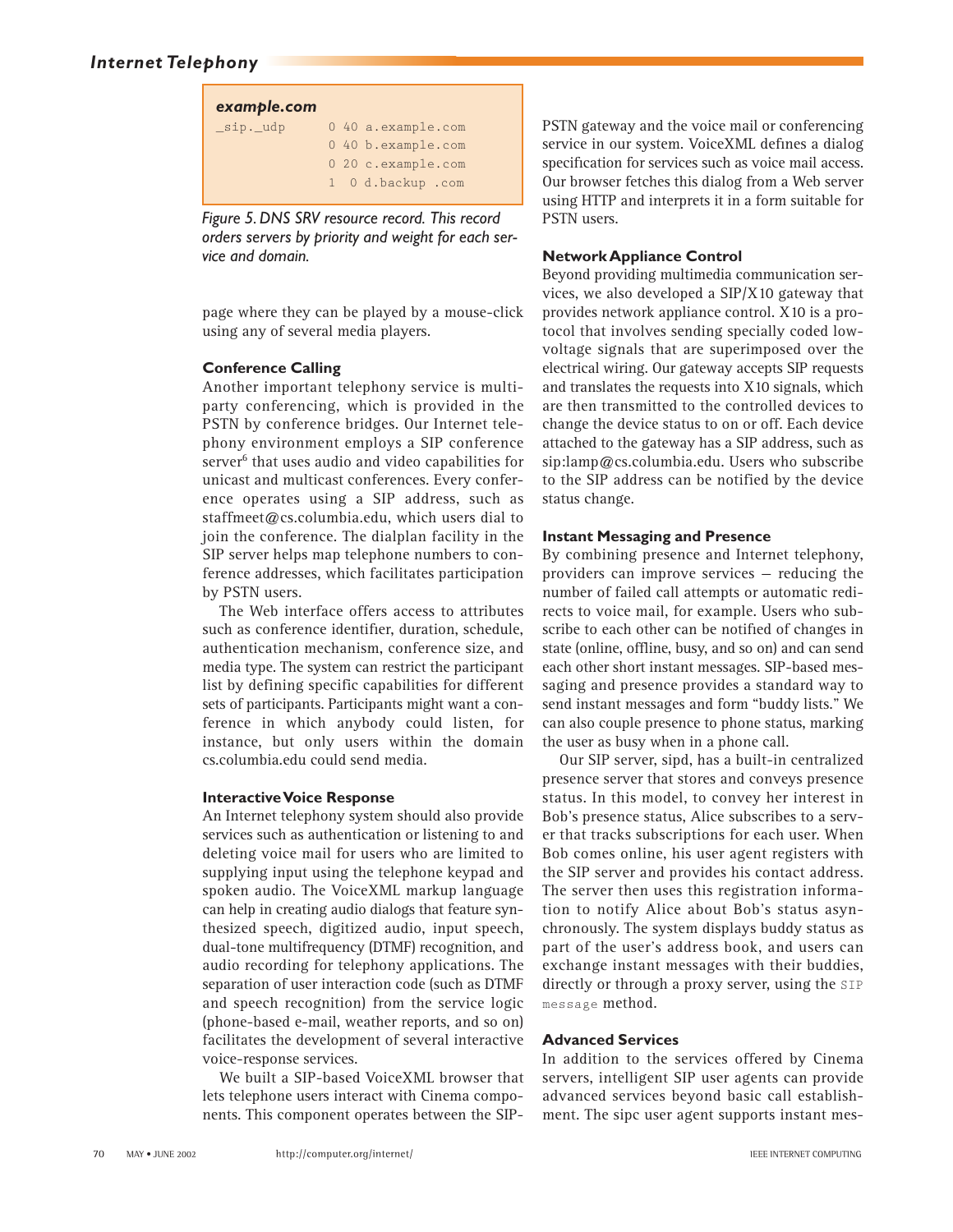**example.com**

```
_sip._udp       0 40 a.example.com
                0 40 b.example.com
                0 20 c.example.com
                1  0 d.backup .com
```

*Figure 5. DNS SRV resource record. This record orders servers by priority and weight for each service and domain.*

page where they can be played by a mouse-click using any of several media players.

### Conference Calling

Another important telephony service is multiparty conferencing, which is provided in the PSTN by conference bridges. Our Internet telephony environment employs a SIP conference server[6] that uses audio and video capabilities for unicast and multicast conferences. Every conference operates using a SIP address, such as staffmeet@cs.columbia.edu, which users dial to join the conference. The dialplan facility in the SIP server helps map telephone numbers to conference addresses, which facilitates participation by PSTN users.

The Web interface offers access to attributes such as conference identifier, duration, schedule, authentication mechanism, conference size, and media type. The system can restrict the participant list by defining specific capabilities for different sets of participants. Participants might want a conference in which anybody could listen, for instance, but only users within the domain cs.columbia.edu could send media.

### Interactive Voice Response

An Internet telephony system should also provide services such as authentication or listening to and deleting voice mail for users who are limited to supplying input using the telephone keypad and spoken audio. The VoiceXML markup language can help in creating audio dialogs that feature synthesized speech, digitized audio, input speech, dual-tone multifrequency (DTMF) recognition, and audio recording for telephony applications. The separation of user interaction code (such as DTMF and speech recognition) from the service logic (phone-based e-mail, weather reports, and so on) facilitates the development of several interactive voice-response services.

We built a SIP-based VoiceXML browser that lets telephone users interact with Cinema components. This component operates between the SIP-PSTN gateway and the voice mail or conferencing service in our system. VoiceXML defines a dialog specification for services such as voice mail access. Our browser fetches this dialog from a Web server using HTTP and interprets it in a form suitable for PSTN users.

### Network Appliance Control

Beyond providing multimedia communication services, we also developed a SIP/X10 gateway that provides network appliance control. X10 is a protocol that involves sending specially coded low-voltage signals that are superimposed over the electrical wiring. Our gateway accepts SIP requests and translates the requests into X10 signals, which are then transmitted to the controlled devices to change the device status to on or off. Each device attached to the gateway has a SIP address, such as sip:lamp@cs.columbia.edu. Users who subscribe to the SIP address can be notified by the device status change.

### Instant Messaging and Presence

By combining presence and Internet telephony, providers can improve services — reducing the number of failed call attempts or automatic redirects to voice mail, for example. Users who subscribe to each other can be notified of changes in state (online, offline, busy, and so on) and can send each other short instant messages. SIP-based messaging and presence provides a standard way to send instant messages and form "buddy lists." We can also couple presence to phone status, marking the user as busy when in a phone call.

Our SIP server, sipd, has a built-in centralized presence server that stores and conveys presence status. In this model, to convey her interest in Bob's presence status, Alice subscribes to a server that tracks subscriptions for each user. When Bob comes online, his user agent registers with the SIP server and provides his contact address. The server then uses this registration information to notify Alice about Bob's status asynchronously. The system displays buddy status as part of the user's address book, and users can exchange instant messages with their buddies, directly or through a proxy server, using the `SIP message` method.

### Advanced Services

In addition to the services offered by Cinema servers, intelligent SIP user agents can provide advanced services beyond basic call establishment. The sipc user agent supports instant mes-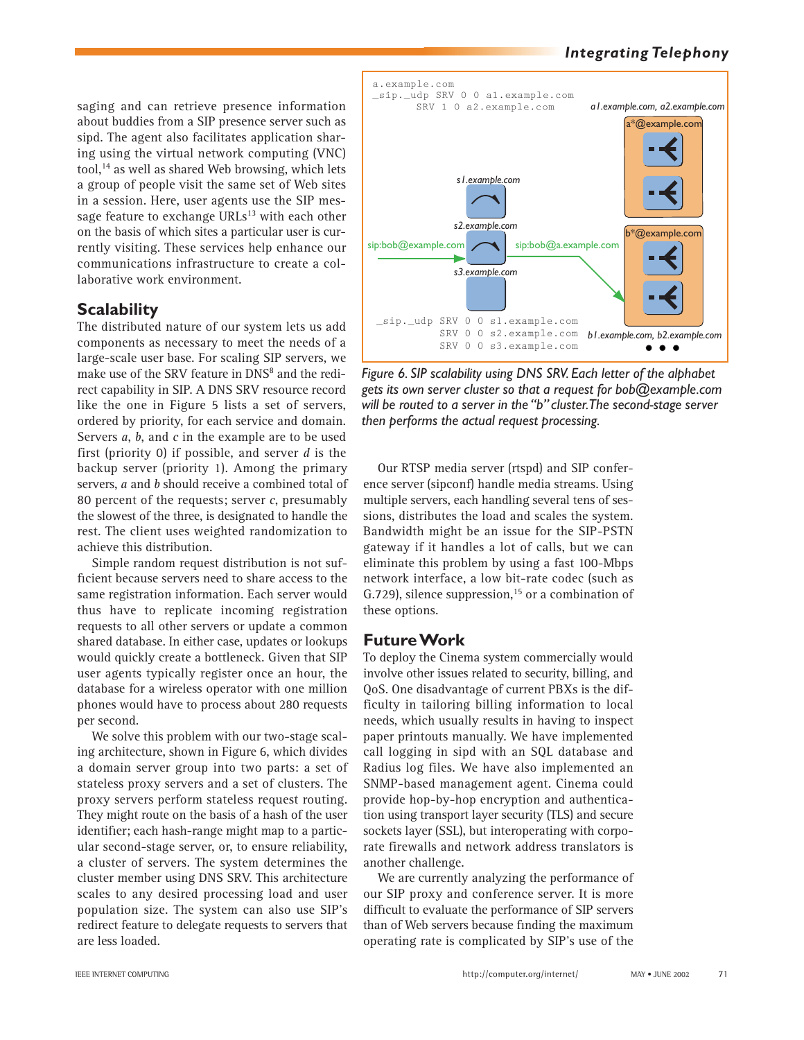saging and can retrieve presence information about buddies from a SIP presence server such as sipd. The agent also facilitates application sharing using the virtual network computing (VNC) tool,[14] as well as shared Web browsing, which lets a group of people visit the same set of Web sites in a session. Here, user agents use the SIP message feature to exchange URLs[13] with each other on the basis of which sites a particular user is currently visiting. These services help enhance our communications infrastructure to create a collaborative work environment.

## Scalability

The distributed nature of our system lets us add components as necessary to meet the needs of a large-scale user base. For scaling SIP servers, we make use of the SRV feature in DNS[8] and the redirect capability in SIP. A DNS SRV resource record like the one in Figure 5 lists a set of servers, ordered by priority, for each service and domain. Servers *a*, *b*, and *c* in the example are to be used first (priority 0) if possible, and server *d* is the backup server (priority 1). Among the primary servers, *a* and *b* should receive a combined total of 80 percent of the requests; server *c*, presumably the slowest of the three, is designated to handle the rest. The client uses weighted randomization to achieve this distribution.

Simple random request distribution is not sufficient because servers need to share access to the same registration information. Each server would thus have to replicate incoming registration requests to all other servers or update a common shared database. In either case, updates or lookups would quickly create a bottleneck. Given that SIP user agents typically register once an hour, the database for a wireless operator with one million phones would have to process about 280 requests per second.

We solve this problem with our two-stage scaling architecture, shown in Figure 6, which divides a domain server group into two parts: a set of stateless proxy servers and a set of clusters. The proxy servers perform stateless request routing. They might route on the basis of a hash of the user identifier; each hash-range might map to a particular second-stage server, or, to ensure reliability, a cluster of servers. The system determines the cluster member using DNS SRV. This architecture scales to any desired processing load and user population size. The system can also use SIP's redirect feature to delegate requests to servers that are less loaded.

```
a.example.com
_sip._udp SRV 0 0 a1.example.com
          SRV 1 0 a2.example.com
```

a1.example.com, a2.example.com

a*@example.com

s1.example.com

s2.example.com

sip:bob@example.com

sip:bob@a.example.com

s3.example.com

b*@example.com

```
_sip._udp SRV 0 0 s1.example.com
          SRV 0 0 s2.example.com
          SRV 0 0 s3.example.com
```

b1.example.com, b2.example.com

*Figure 6. SIP scalability using DNS SRV. Each letter of the alphabet gets its own server cluster so that a request for bob@example.com will be routed to a server in the "b" cluster. The second-stage server then performs the actual request processing.*

Our RTSP media server (rtspd) and SIP conference server (sipconf) handle media streams. Using multiple servers, each handling several tens of sessions, distributes the load and scales the system. Bandwidth might be an issue for the SIP-PSTN gateway if it handles a lot of calls, but we can eliminate this problem by using a fast 100-Mbps network interface, a low bit-rate codec (such as G.729), silence suppression,[15] or a combination of these options.

## Future Work

To deploy the Cinema system commercially would involve other issues related to security, billing, and QoS. One disadvantage of current PBXs is the difficulty in tailoring billing information to local needs, which usually results in having to inspect paper printouts manually. We have implemented call logging in sipd with an SQL database and Radius log files. We have also implemented an SNMP-based management agent. Cinema could provide hop-by-hop encryption and authentication using transport layer security (TLS) and secure sockets layer (SSL), but interoperating with corporate firewalls and network address translators is another challenge.

We are currently analyzing the performance of our SIP proxy and conference server. It is more difficult to evaluate the performance of SIP servers than of Web servers because finding the maximum operating rate is complicated by SIP's use of the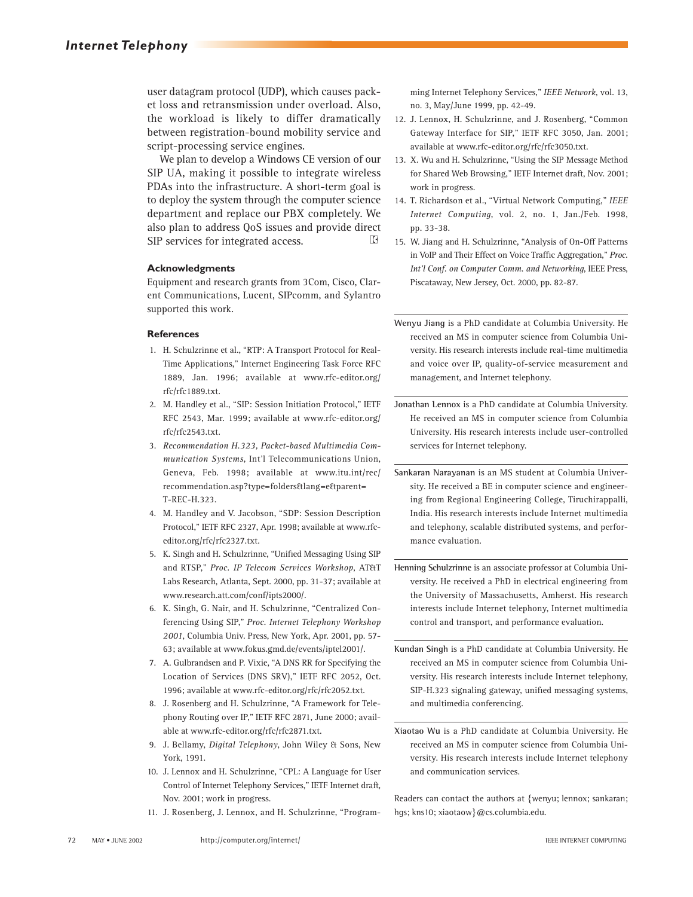user datagram protocol (UDP), which causes packet loss and retransmission under overload. Also, the workload is likely to differ dramatically between registration-bound mobility service and script-processing service engines.

We plan to develop a Windows CE version of our SIP UA, making it possible to integrate wireless PDAs into the infrastructure. A short-term goal is to deploy the system through the computer science department and replace our PBX completely. We also plan to address QoS issues and provide direct SIP services for integrated access.

### Acknowledgments

Equipment and research grants from 3Com, Cisco, Clarent Communications, Lucent, SIPcomm, and Sylantro supported this work.

### References

1. H. Schulzrinne et al., "RTP: A Transport Protocol for Real-Time Applications," Internet Engineering Task Force RFC 1889, Jan. 1996; available at www.rfc-editor.org/rfc/rfc1889.txt.
2. M. Handley et al., "SIP: Session Initiation Protocol," IETF RFC 2543, Mar. 1999; available at www.rfc-editor.org/rfc/rfc2543.txt.
3. *Recommendation H.323, Packet-based Multimedia Communication Systems*, Int'l Telecommunications Union, Geneva, Feb. 1998; available at www.itu.int/rec/recommendation.asp?type=folders&lang=e&parent=T-REC-H.323.
4. M. Handley and V. Jacobson, "SDP: Session Description Protocol," IETF RFC 2327, Apr. 1998; available at www.rfc-editor.org/rfc/rfc2327.txt.
5. K. Singh and H. Schulzrinne, "Unified Messaging Using SIP and RTSP," *Proc. IP Telecom Services Workshop*, AT&T Labs Research, Atlanta, Sept. 2000, pp. 31-37; available at www.research.att.com/conf/ipts2000/.
6. K. Singh, G. Nair, and H. Schulzrinne, "Centralized Conferencing Using SIP," *Proc. Internet Telephony Workshop 2001*, Columbia Univ. Press, New York, Apr. 2001, pp. 57-63; available at www.fokus.gmd.de/events/iptel2001/.
7. A. Gulbrandsen and P. Vixie, "A DNS RR for Specifying the Location of Services (DNS SRV)," IETF RFC 2052, Oct. 1996; available at www.rfc-editor.org/rfc/rfc2052.txt.
8. J. Rosenberg and H. Schulzrinne, "A Framework for Telephony Routing over IP," IETF RFC 2871, June 2000; available at www.rfc-editor.org/rfc/rfc2871.txt.
9. J. Bellamy, *Digital Telephony*, John Wiley & Sons, New York, 1991.
10. J. Lennox and H. Schulzrinne, "CPL: A Language for User Control of Internet Telephony Services," IETF Internet draft, Nov. 2001; work in progress.
11. J. Rosenberg, J. Lennox, and H. Schulzrinne, "Programming Internet Telephony Services," *IEEE Network*, vol. 13, no. 3, May/June 1999, pp. 42-49.
12. J. Lennox, H. Schulzrinne, and J. Rosenberg, "Common Gateway Interface for SIP," IETF RFC 3050, Jan. 2001; available at www.rfc-editor.org/rfc/rfc3050.txt.
13. X. Wu and H. Schulzrinne, "Using the SIP Message Method for Shared Web Browsing," IETF Internet draft, Nov. 2001; work in progress.
14. T. Richardson et al., "Virtual Network Computing," *IEEE Internet Computing*, vol. 2, no. 1, Jan./Feb. 1998, pp. 33-38.
15. W. Jiang and H. Schulzrinne, "Analysis of On-Off Patterns in VoIP and Their Effect on Voice Traffic Aggregation," *Proc. Int'l Conf. on Computer Comm. and Networking*, IEEE Press, Piscataway, New Jersey, Oct. 2000, pp. 82-87.

---

**Wenyu Jiang** is a PhD candidate at Columbia University. He received an MS in computer science from Columbia University. His research interests include real-time multimedia and voice over IP, quality-of-service measurement and management, and Internet telephony.

**Jonathan Lennox** is a PhD candidate at Columbia University. He received an MS in computer science from Columbia University. His research interests include user-controlled services for Internet telephony.

**Sankaran Narayanan** is an MS student at Columbia University. He received a BE in computer science and engineering from Regional Engineering College, Tiruchirappalli, India. His research interests include Internet multimedia and telephony, scalable distributed systems, and performance evaluation.

**Henning Schulzrinne** is an associate professor at Columbia University. He received a PhD in electrical engineering from the University of Massachusetts, Amherst. His research interests include Internet telephony, Internet multimedia control and transport, and performance evaluation.

**Kundan Singh** is a PhD candidate at Columbia University. He received an MS in computer science from Columbia University. His research interests include Internet telephony, SIP-H.323 signaling gateway, unified messaging systems, and multimedia conferencing.

**Xiaotao Wu** is a PhD candidate at Columbia University. He received an MS in computer science from Columbia University. His research interests include Internet telephony and communication services.

Readers can contact the authors at {wenyu; lennox; sankaran; hgs; kns10; xiaotaow}@cs.columbia.edu.